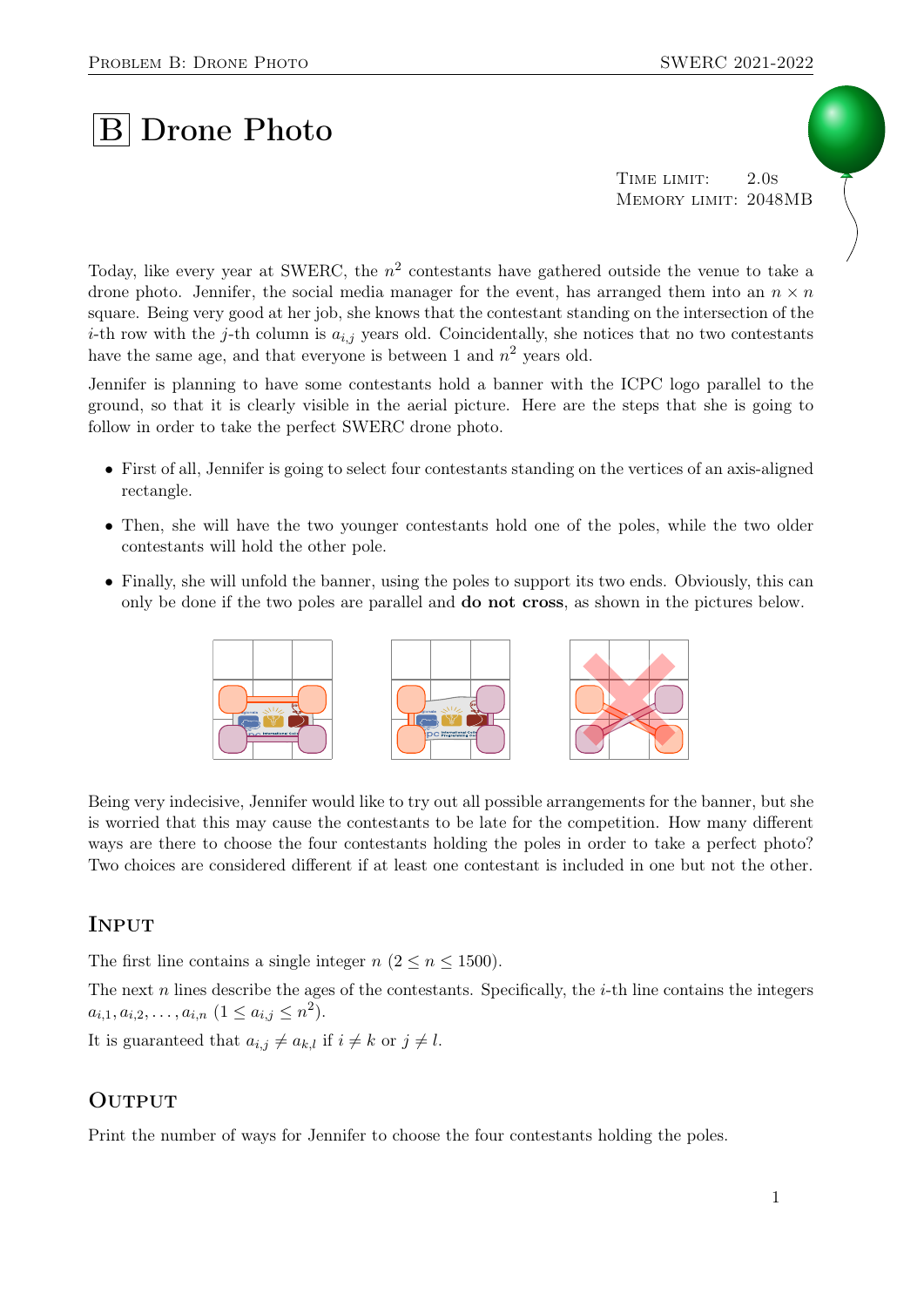# B Drone Photo

Time limit: 2.0s
Memory limit: 2048MB

Today, like every year at SWERC, the $n^2$ contestants have gathered outside the venue to take a drone photo. Jennifer, the social media manager for the event, has arranged them into an $n \times n$ square. Being very good at her job, she knows that the contestant standing on the intersection of the $i$-th row with the $j$-th column is $a_{i,j}$ years old. Coincidentally, she notices that no two contestants have the same age, and that everyone is between 1 and $n^2$ years old.

Jennifer is planning to have some contestants hold a banner with the ICPC logo parallel to the ground, so that it is clearly visible in the aerial picture. Here are the steps that she is going to follow in order to take the perfect SWERC drone photo.

- First of all, Jennifer is going to select four contestants standing on the vertices of an axis-aligned rectangle.
- Then, she will have the two younger contestants hold one of the poles, while the two older contestants will hold the other pole.
- Finally, she will unfold the banner, using the poles to support its two ends. Obviously, this can only be done if the two poles are parallel and **do not cross**, as shown in the pictures below.

Being very indecisive, Jennifer would like to try out all possible arrangements for the banner, but she is worried that this may cause the contestants to be late for the competition. How many different ways are there to choose the four contestants holding the poles in order to take a perfect photo? Two choices are considered different if at least one contestant is included in one but not the other.

## Input

The first line contains a single integer $n$ ($2 \le n \le 1500$).

The next $n$ lines describe the ages of the contestants. Specifically, the $i$-th line contains the integers $a_{i,1}, a_{i,2}, \ldots, a_{i,n}$ ($1 \le a_{i,j} \le n^2$).

It is guaranteed that $a_{i,j} \neq a_{k,l}$ if $i \neq k$ or $j \neq l$.

## Output

Print the number of ways for Jennifer to choose the four contestants holding the poles.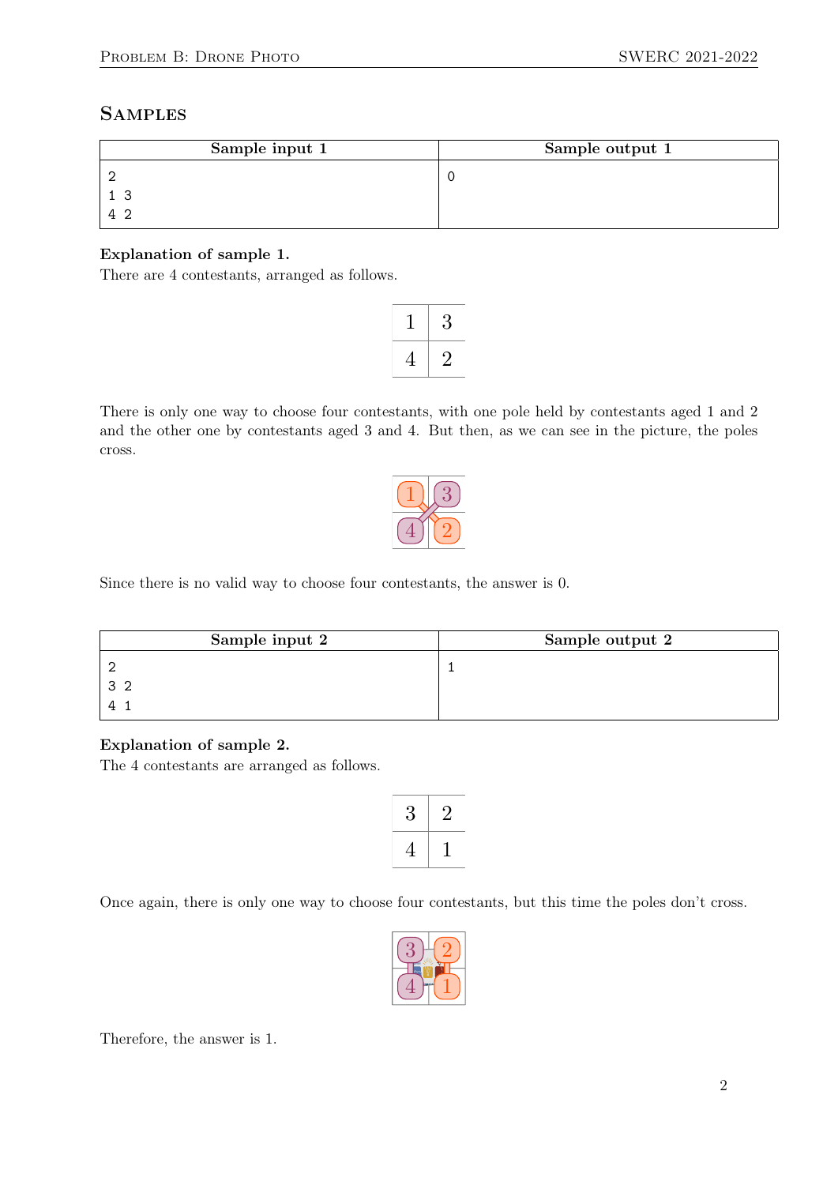## Samples

| Sample input 1 | Sample output 1 |
|---|---|
| 2<br>1 3<br>4 2 | 0 |

**Explanation of sample 1.**
There are 4 contestants, arranged as follows.

| 1 | 3 |
|---|---|
| 4 | 2 |

There is only one way to choose four contestants, with one pole held by contestants aged 1 and 2 and the other one by contestants aged 3 and 4. But then, as we can see in the picture, the poles cross.

Since there is no valid way to choose four contestants, the answer is 0.

| Sample input 2 | Sample output 2 |
|---|---|
| 2<br>3 2<br>4 1 | 1 |

**Explanation of sample 2.**
The 4 contestants are arranged as follows.

| 3 | 2 |
|---|---|
| 4 | 1 |

Once again, there is only one way to choose four contestants, but this time the poles don't cross.

Therefore, the answer is 1.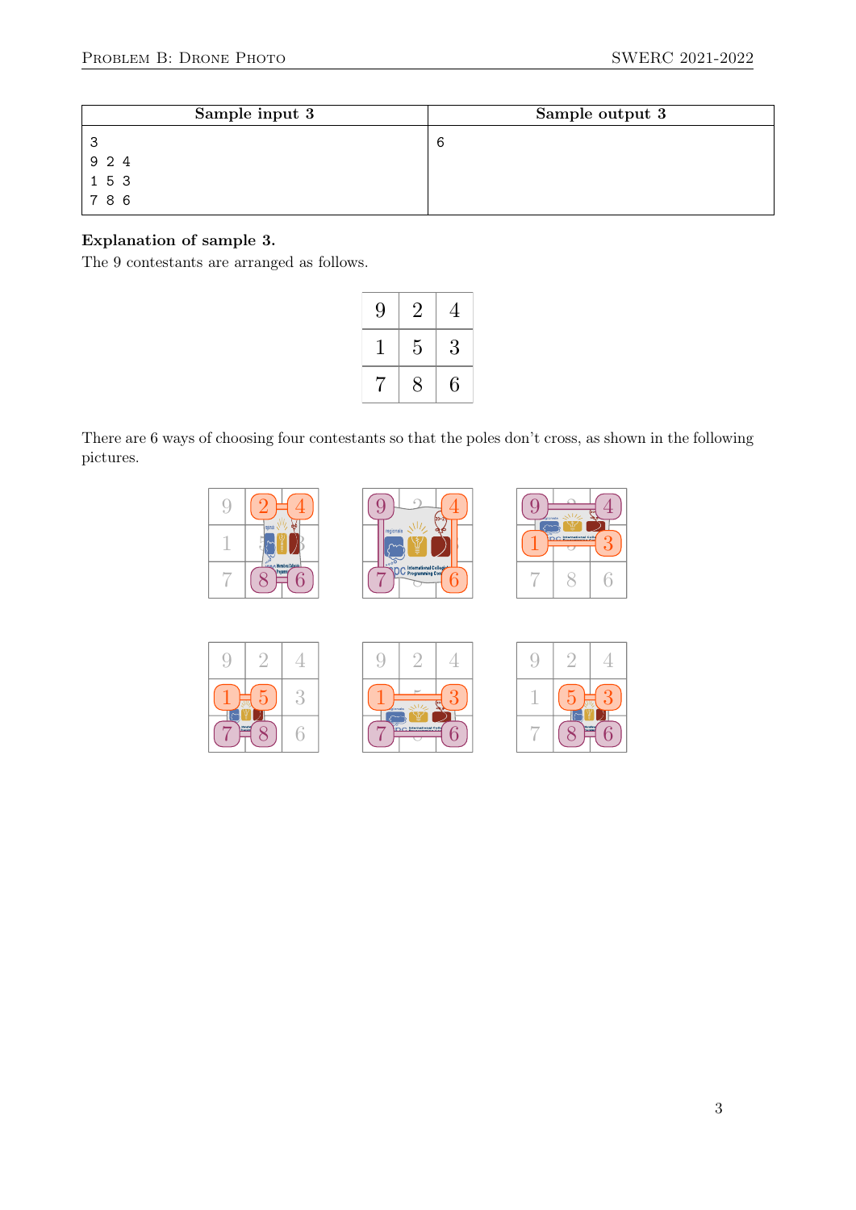| Sample input 3 | Sample output 3 |
| --- | --- |
| 3<br>9 2 4<br>1 5 3<br>7 8 6 | 6 |

**Explanation of sample 3.**

The 9 contestants are arranged as follows.

| | | |
| --- | --- | --- |
| 9 | 2 | 4 |
| 1 | 5 | 3 |
| 7 | 8 | 6 |

There are 6 ways of choosing four contestants so that the poles don't cross, as shown in the following pictures.